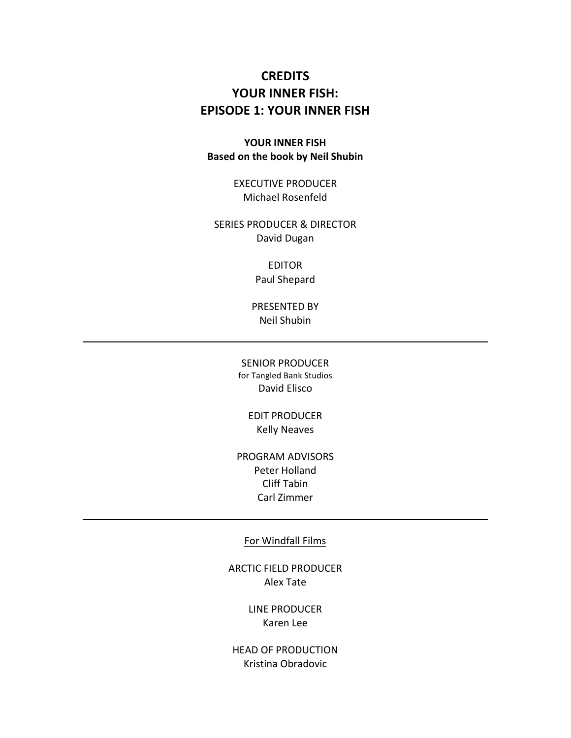# CREDITS
# YOUR INNER FISH:
# EPISODE 1: YOUR INNER FISH

**YOUR INNER FISH**
**Based on the book by Neil Shubin**

EXECUTIVE PRODUCER
Michael Rosenfeld

SERIES PRODUCER & DIRECTOR
David Dugan

EDITOR
Paul Shepard

PRESENTED BY
Neil Shubin

---

SENIOR PRODUCER
for Tangled Bank Studios
David Elisco

EDIT PRODUCER
Kelly Neaves

PROGRAM ADVISORS
Peter Holland
Cliff Tabin
Carl Zimmer

---

For Windfall Films

ARCTIC FIELD PRODUCER
Alex Tate

LINE PRODUCER
Karen Lee

HEAD OF PRODUCTION
Kristina Obradovic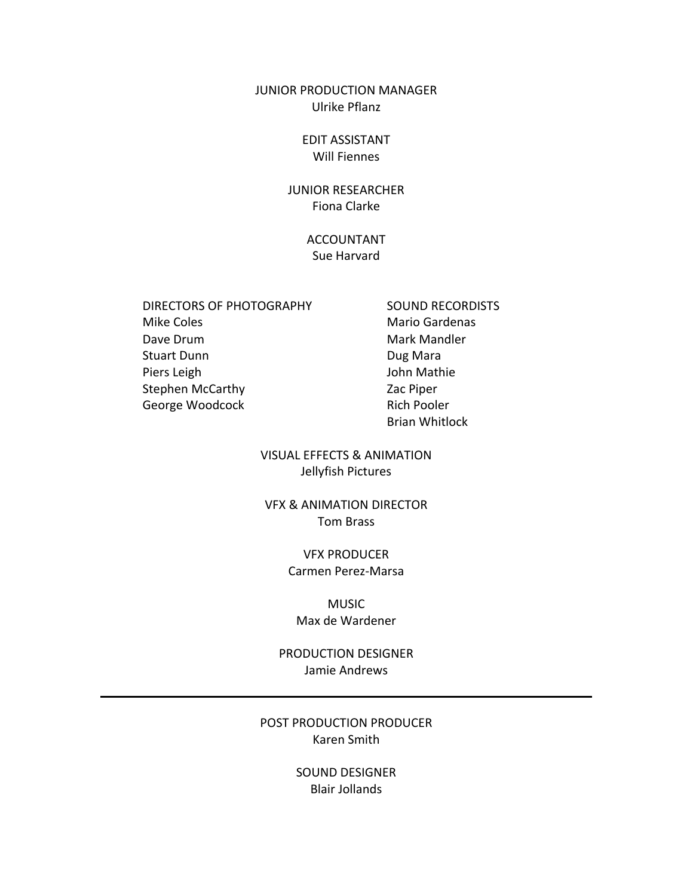JUNIOR PRODUCTION MANAGER
Ulrike Pflanz

EDIT ASSISTANT
Will Fiennes

JUNIOR RESEARCHER
Fiona Clarke

ACCOUNTANT
Sue Harvard

DIRECTORS OF PHOTOGRAPHY
Mike Coles
Dave Drum
Stuart Dunn
Piers Leigh
Stephen McCarthy
George Woodcock

SOUND RECORDISTS
Mario Gardenas
Mark Mandler
Dug Mara
John Mathie
Zac Piper
Rich Pooler
Brian Whitlock

VISUAL EFFECTS & ANIMATION
Jellyfish Pictures

VFX & ANIMATION DIRECTOR
Tom Brass

VFX PRODUCER
Carmen Perez-Marsa

MUSIC
Max de Wardener

PRODUCTION DESIGNER
Jamie Andrews

---

POST PRODUCTION PRODUCER
Karen Smith

SOUND DESIGNER
Blair Jollands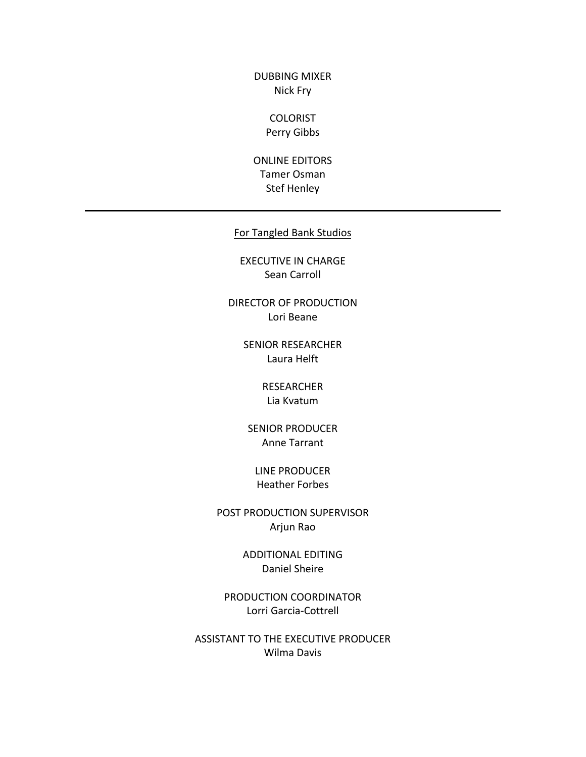DUBBING MIXER
Nick Fry

COLORIST
Perry Gibbs

ONLINE EDITORS
Tamer Osman
Stef Henley

---

<u>For Tangled Bank Studios</u>

EXECUTIVE IN CHARGE
Sean Carroll

DIRECTOR OF PRODUCTION
Lori Beane

SENIOR RESEARCHER
Laura Helft

RESEARCHER
Lia Kvatum

SENIOR PRODUCER
Anne Tarrant

LINE PRODUCER
Heather Forbes

POST PRODUCTION SUPERVISOR
Arjun Rao

ADDITIONAL EDITING
Daniel Sheire

PRODUCTION COORDINATOR
Lorri Garcia-Cottrell

ASSISTANT TO THE EXECUTIVE PRODUCER
Wilma Davis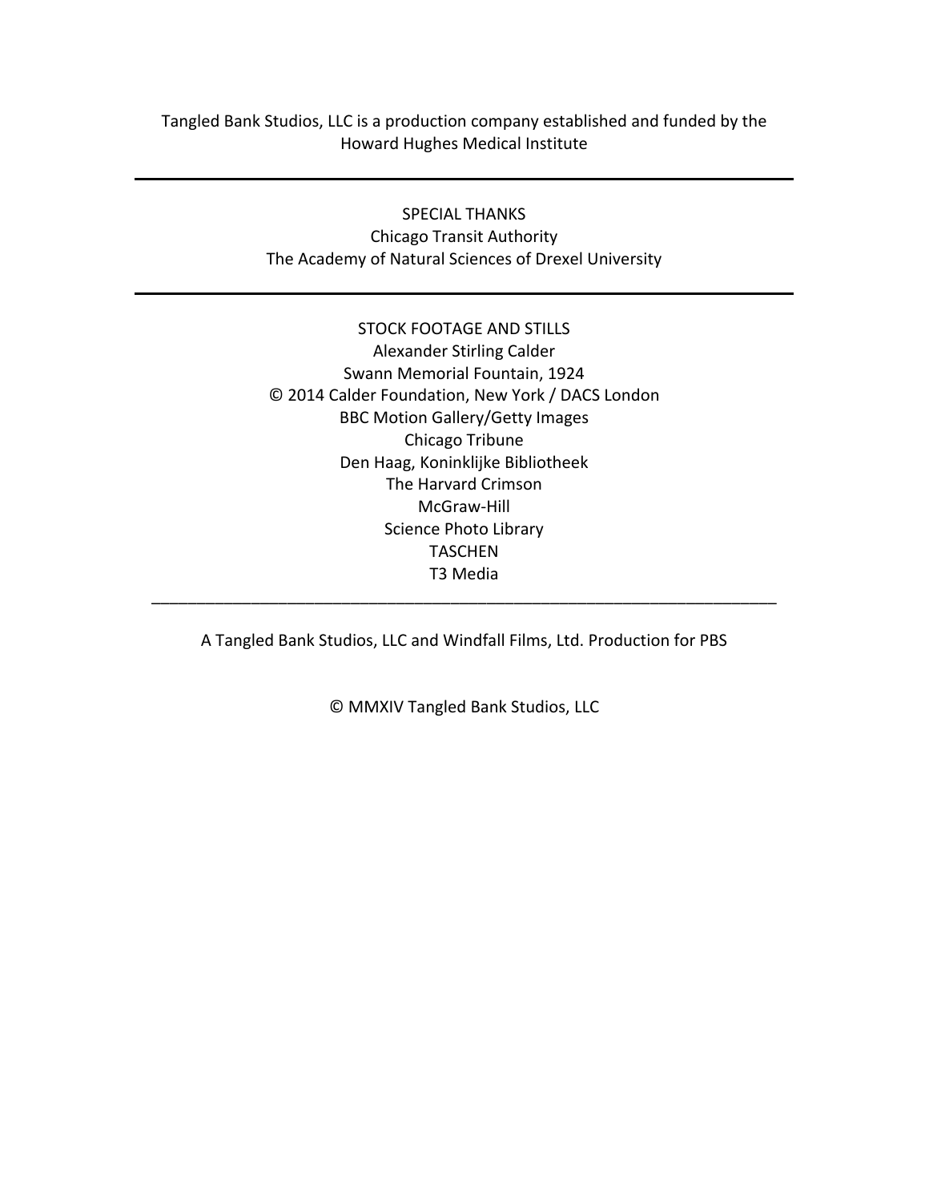Tangled Bank Studios, LLC is a production company established and funded by the Howard Hughes Medical Institute

---

SPECIAL THANKS
Chicago Transit Authority
The Academy of Natural Sciences of Drexel University

---

STOCK FOOTAGE AND STILLS
Alexander Stirling Calder
Swann Memorial Fountain, 1924
© 2014 Calder Foundation, New York / DACS London
BBC Motion Gallery/Getty Images
Chicago Tribune
Den Haag, Koninklijke Bibliotheek
The Harvard Crimson
McGraw-Hill
Science Photo Library
TASCHEN
T3 Media

---

A Tangled Bank Studios, LLC and Windfall Films, Ltd. Production for PBS

© MMXIV Tangled Bank Studios, LLC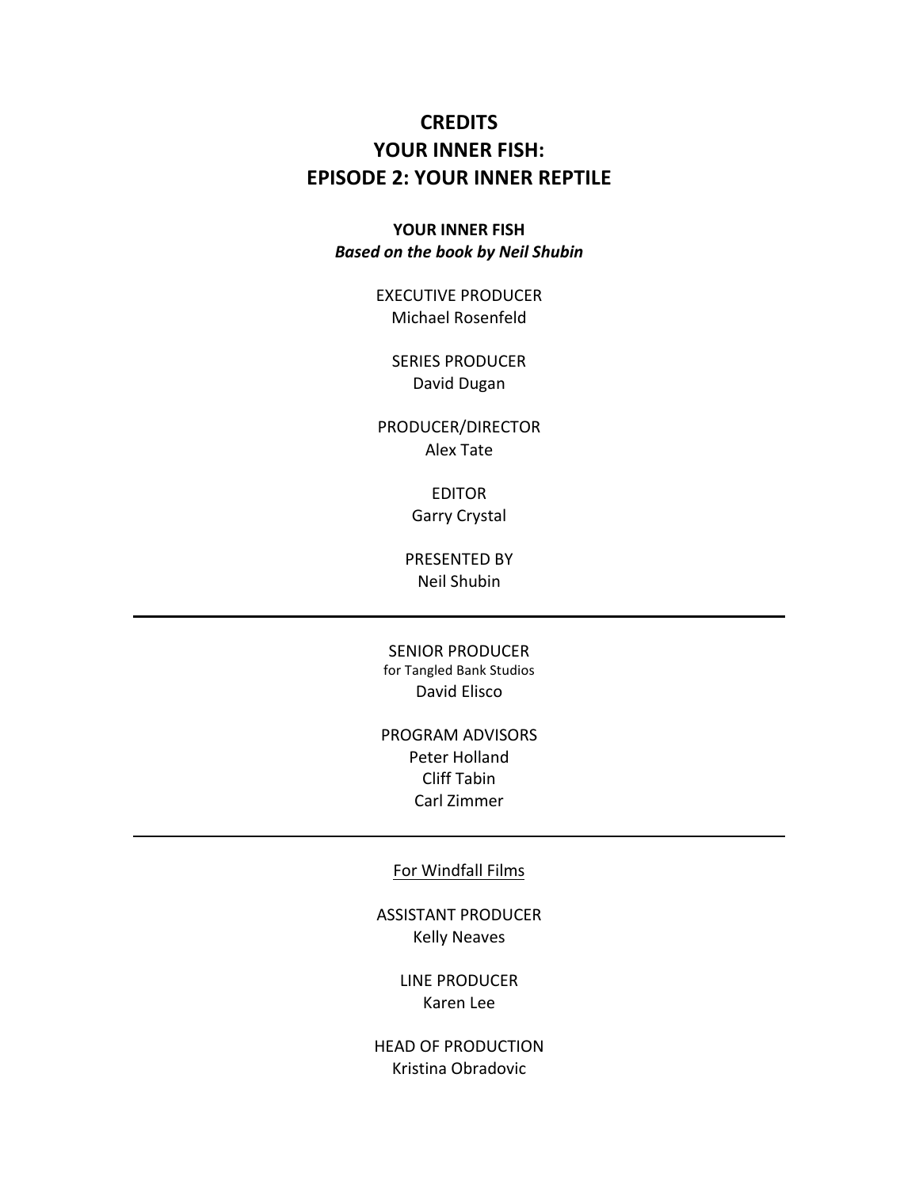# CREDITS
# YOUR INNER FISH:
# EPISODE 2: YOUR INNER REPTILE

**YOUR INNER FISH**
***Based on the book by Neil Shubin***

EXECUTIVE PRODUCER
Michael Rosenfeld

SERIES PRODUCER
David Dugan

PRODUCER/DIRECTOR
Alex Tate

EDITOR
Garry Crystal

PRESENTED BY
Neil Shubin

---

SENIOR PRODUCER
for Tangled Bank Studios
David Elisco

PROGRAM ADVISORS
Peter Holland
Cliff Tabin
Carl Zimmer

---

For Windfall Films

ASSISTANT PRODUCER
Kelly Neaves

LINE PRODUCER
Karen Lee

HEAD OF PRODUCTION
Kristina Obradovic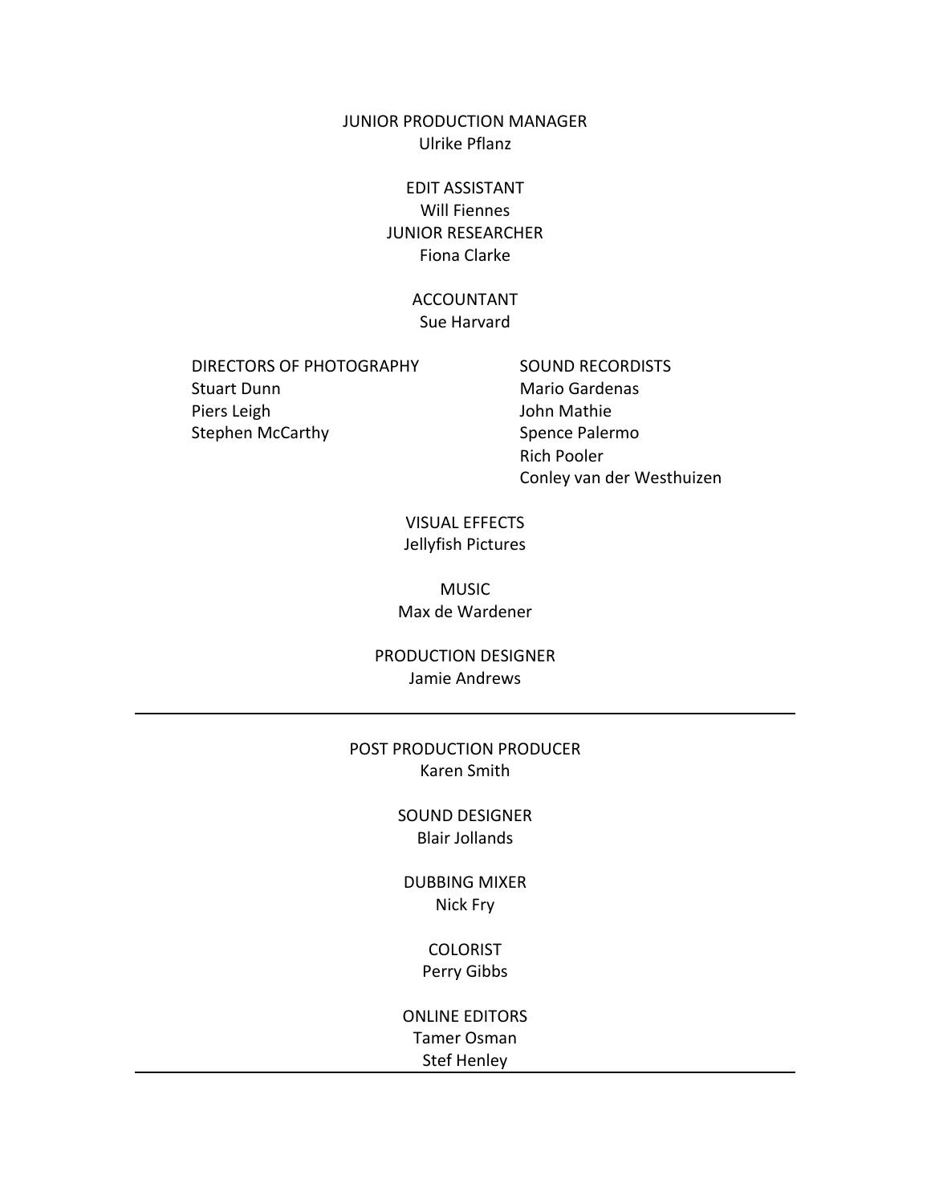JUNIOR PRODUCTION MANAGER
Ulrike Pflanz

EDIT ASSISTANT
Will Fiennes

JUNIOR RESEARCHER
Fiona Clarke

ACCOUNTANT
Sue Harvard

DIRECTORS OF PHOTOGRAPHY
Stuart Dunn
Piers Leigh
Stephen McCarthy

SOUND RECORDISTS
Mario Gardenas
John Mathie
Spence Palermo
Rich Pooler
Conley van der Westhuizen

VISUAL EFFECTS
Jellyfish Pictures

MUSIC
Max de Wardener

PRODUCTION DESIGNER
Jamie Andrews

---

POST PRODUCTION PRODUCER
Karen Smith

SOUND DESIGNER
Blair Jollands

DUBBING MIXER
Nick Fry

COLORIST
Perry Gibbs

ONLINE EDITORS
Tamer Osman
Stef Henley

---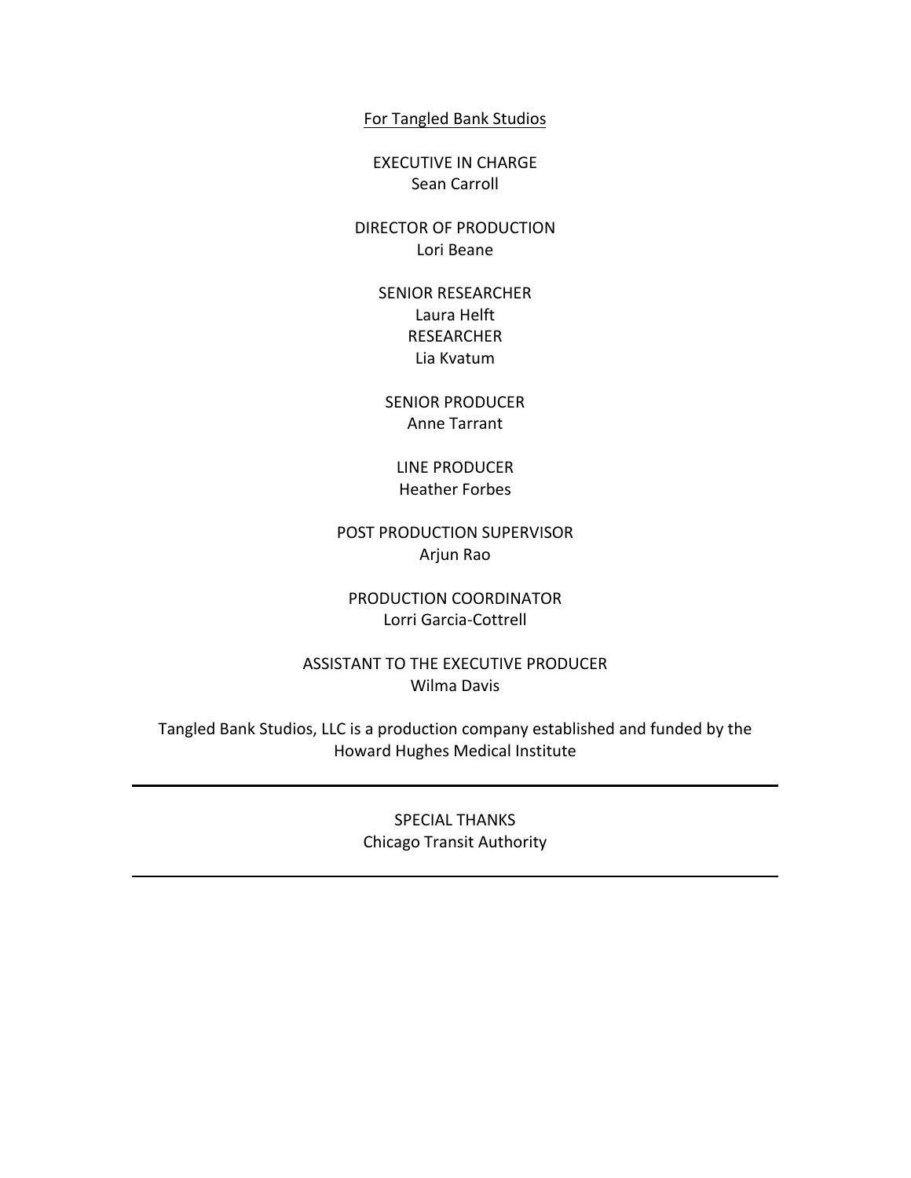<u>For Tangled Bank Studios</u>

EXECUTIVE IN CHARGE
Sean Carroll

DIRECTOR OF PRODUCTION
Lori Beane

SENIOR RESEARCHER
Laura Helft
RESEARCHER
Lia Kvatum

SENIOR PRODUCER
Anne Tarrant

LINE PRODUCER
Heather Forbes

POST PRODUCTION SUPERVISOR
Arjun Rao

PRODUCTION COORDINATOR
Lorri Garcia-Cottrell

ASSISTANT TO THE EXECUTIVE PRODUCER
Wilma Davis

Tangled Bank Studios, LLC is a production company established and funded by the Howard Hughes Medical Institute

---

SPECIAL THANKS
Chicago Transit Authority

---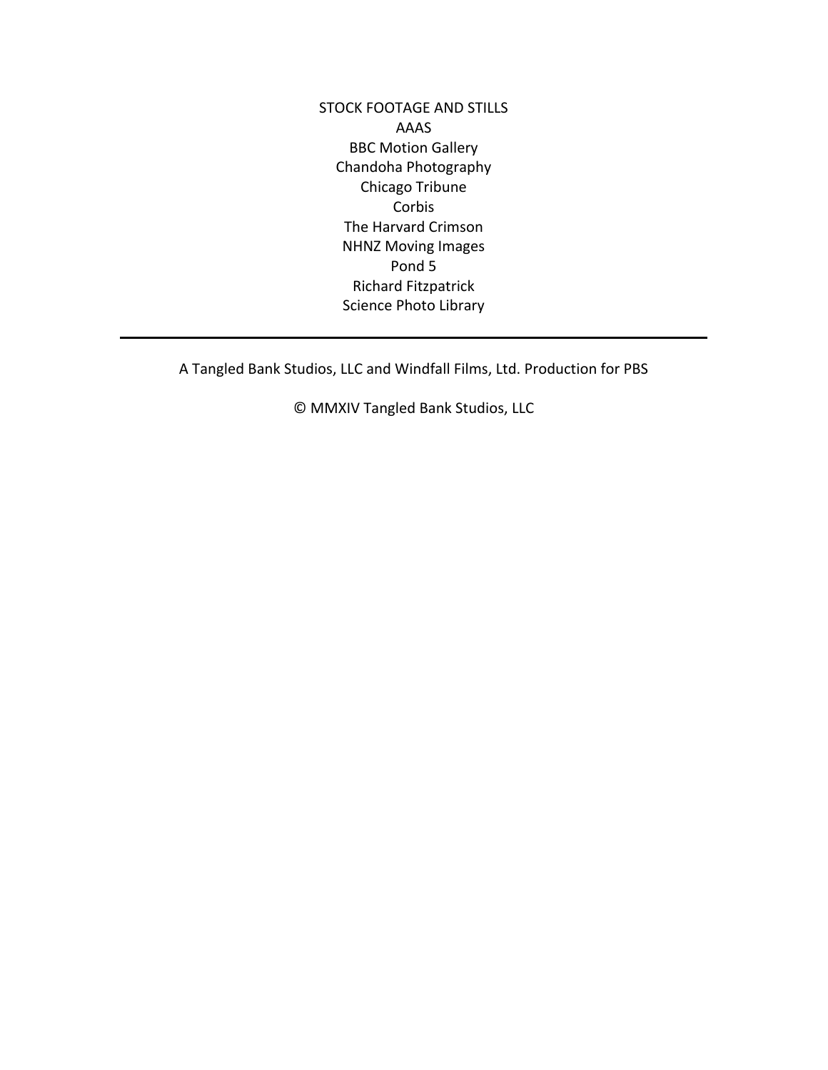STOCK FOOTAGE AND STILLS
AAAS
BBC Motion Gallery
Chandoha Photography
Chicago Tribune
Corbis
The Harvard Crimson
NHNZ Moving Images
Pond 5
Richard Fitzpatrick
Science Photo Library

---

A Tangled Bank Studios, LLC and Windfall Films, Ltd. Production for PBS

© MMXIV Tangled Bank Studios, LLC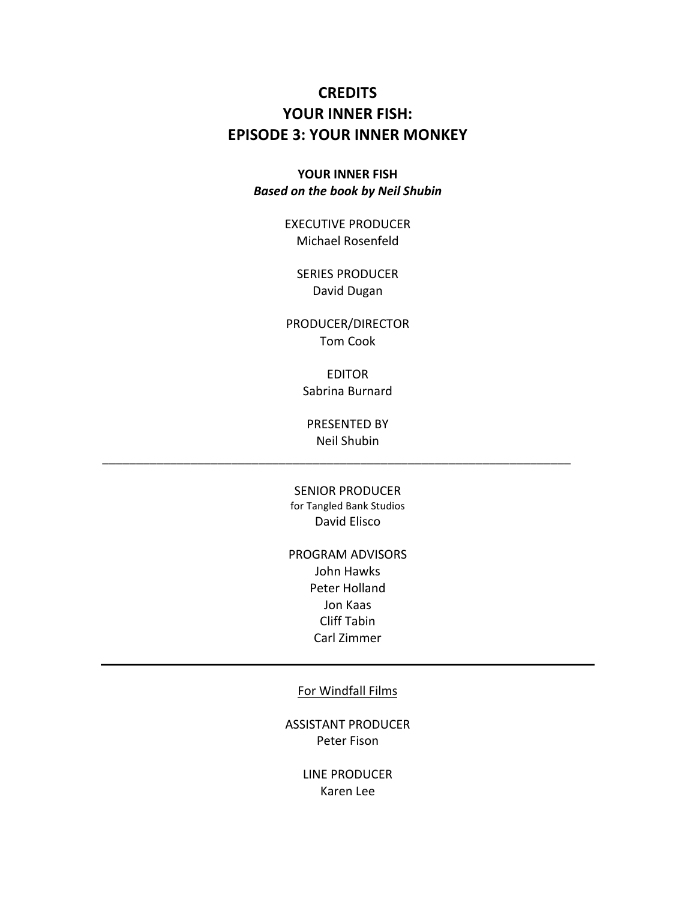# CREDITS
# YOUR INNER FISH:
# EPISODE 3: YOUR INNER MONKEY

**YOUR INNER FISH**
***Based on the book by Neil Shubin***

EXECUTIVE PRODUCER
Michael Rosenfeld

SERIES PRODUCER
David Dugan

PRODUCER/DIRECTOR
Tom Cook

EDITOR
Sabrina Burnard

PRESENTED BY
Neil Shubin

---

SENIOR PRODUCER
for Tangled Bank Studios
David Elisco

PROGRAM ADVISORS
John Hawks
Peter Holland
Jon Kaas
Cliff Tabin
Carl Zimmer

---

For Windfall Films

ASSISTANT PRODUCER
Peter Fison

LINE PRODUCER
Karen Lee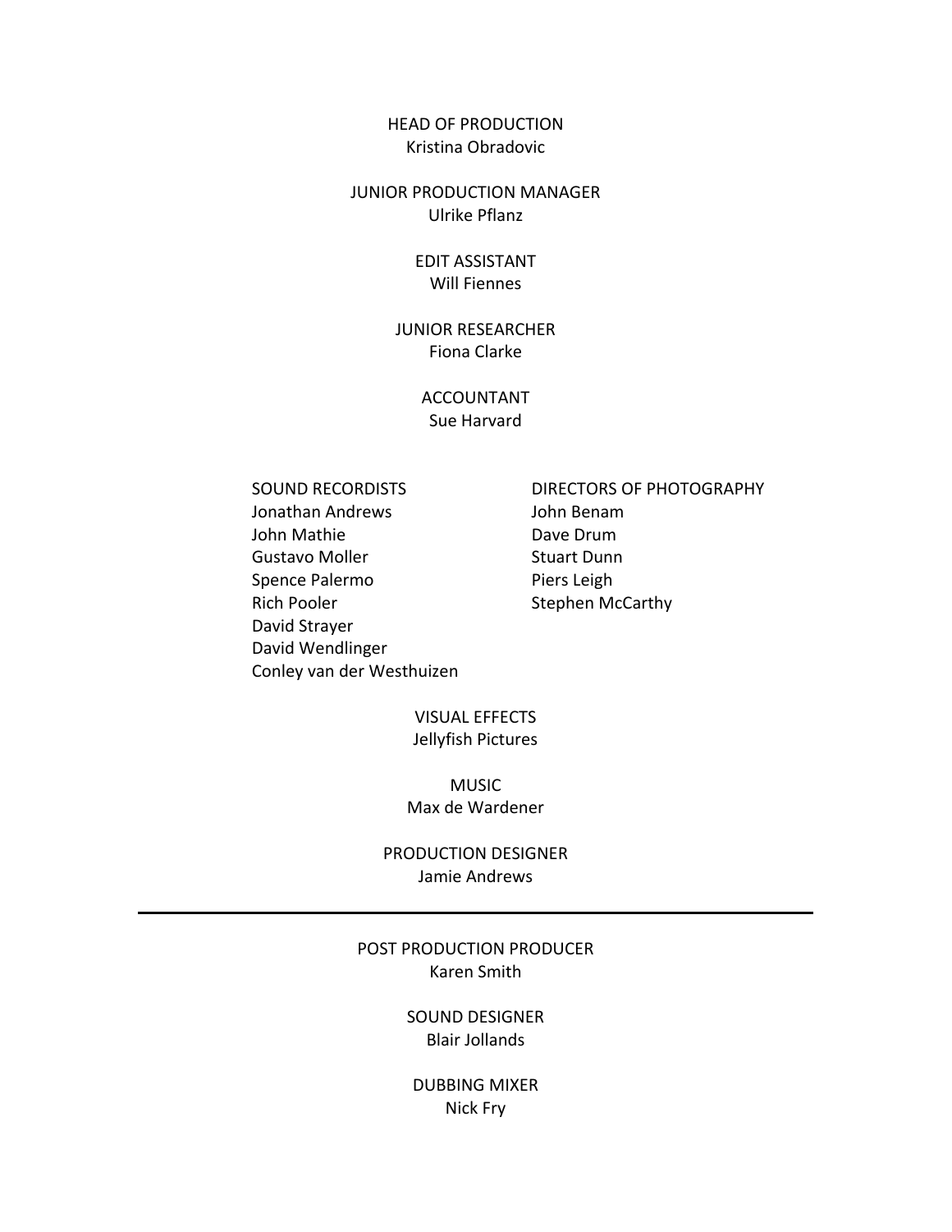HEAD OF PRODUCTION
Kristina Obradovic

JUNIOR PRODUCTION MANAGER
Ulrike Pflanz

EDIT ASSISTANT
Will Fiennes

JUNIOR RESEARCHER
Fiona Clarke

ACCOUNTANT
Sue Harvard

SOUND RECORDISTS
Jonathan Andrews
John Mathie
Gustavo Moller
Spence Palermo
Rich Pooler
David Strayer
David Wendlinger
Conley van der Westhuizen

DIRECTORS OF PHOTOGRAPHY
John Benam
Dave Drum
Stuart Dunn
Piers Leigh
Stephen McCarthy

VISUAL EFFECTS
Jellyfish Pictures

MUSIC
Max de Wardener

PRODUCTION DESIGNER
Jamie Andrews

---

POST PRODUCTION PRODUCER
Karen Smith

SOUND DESIGNER
Blair Jollands

DUBBING MIXER
Nick Fry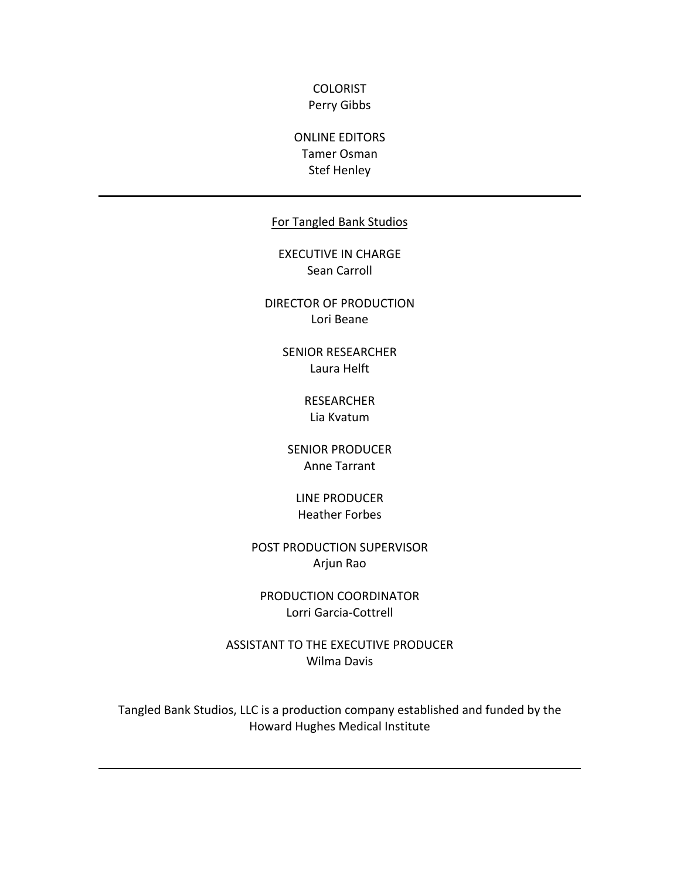COLORIST
Perry Gibbs

ONLINE EDITORS
Tamer Osman
Stef Henley

---

For Tangled Bank Studios

EXECUTIVE IN CHARGE
Sean Carroll

DIRECTOR OF PRODUCTION
Lori Beane

SENIOR RESEARCHER
Laura Helft

RESEARCHER
Lia Kvatum

SENIOR PRODUCER
Anne Tarrant

LINE PRODUCER
Heather Forbes

POST PRODUCTION SUPERVISOR
Arjun Rao

PRODUCTION COORDINATOR
Lorri Garcia-Cottrell

ASSISTANT TO THE EXECUTIVE PRODUCER
Wilma Davis

Tangled Bank Studios, LLC is a production company established and funded by the Howard Hughes Medical Institute

---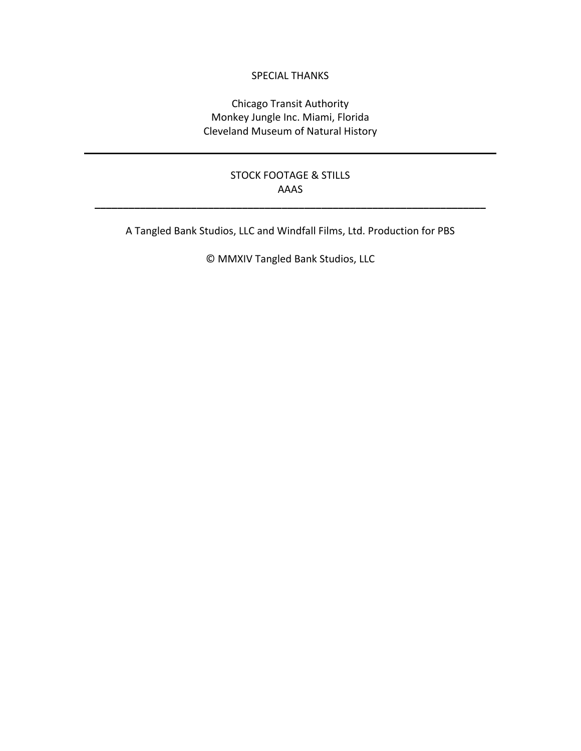SPECIAL THANKS

Chicago Transit Authority
Monkey Jungle Inc. Miami, Florida
Cleveland Museum of Natural History

---

STOCK FOOTAGE & STILLS
AAAS

---

A Tangled Bank Studios, LLC and Windfall Films, Ltd. Production for PBS

© MMXIV Tangled Bank Studios, LLC